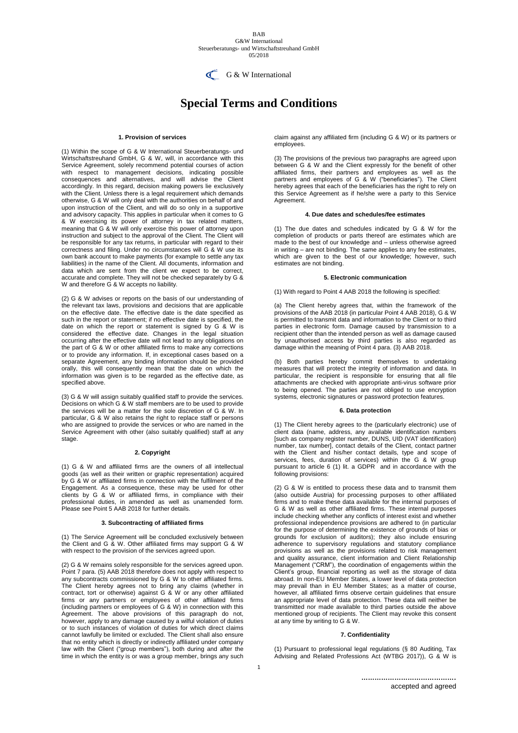BAB
G&W International
Steuerberatungs- und Wirtschaftstreuhand GmbH
05/2018

G & W International

# Special Terms and Conditions

### 1. Provision of services

(1) Within the scope of G & W International Steuerberatungs- und Wirtschaftstreuhand GmbH, G & W, will, in accordance with this Service Agreement, solely recommend potential courses of action with respect to management decisions, indicating possible consequences and alternatives, and will advise the Client accordingly. In this regard, decision making powers lie exclusively with the Client. Unless there is a legal requirement which demands otherwise, G & W will only deal with the authorities on behalf of and upon instruction of the Client, and will do so only in a supportive and advisory capacity. This applies in particular when it comes to G & W exercising its power of attorney in tax related matters, meaning that G & W will only exercise this power of attorney upon instruction and subject to the approval of the Client. The Client will be responsible for any tax returns, in particular with regard to their correctness and filing. Under no circumstances will G & W use its own bank account to make payments (for example to settle any tax liabilities) in the name of the Client. All documents, information and data which are sent from the client we expect to be correct, accurate and complete. They will not be checked separately by G & W and therefore G & W accepts no liability.

(2) G & W advises or reports on the basis of our understanding of the relevant tax laws, provisions and decisions that are applicable on the effective date. The effective date is the date specified as such in the report or statement; if no effective date is specified, the date on which the report or statement is signed by G & W is considered the effective date. Changes in the legal situation occurring after the effective date will not lead to any obligations on the part of G & W or other affiliated firms to make any corrections or to provide any information. If, in exceptional cases based on a separate Agreement, any binding information should be provided orally, this will consequently mean that the date on which the information was given is to be regarded as the effective date, as specified above.

(3) G & W will assign suitably qualified staff to provide the services. Decisions on which G & W staff members are to be used to provide the services will be a matter for the sole discretion of G & W. In particular, G & W also retains the right to replace staff or persons who are assigned to provide the services or who are named in the Service Agreement with other (also suitably qualified) staff at any stage.

### 2. Copyright

(1) G & W and affiliated firms are the owners of all intellectual goods (as well as their written or graphic representation) acquired by G & W or affiliated firms in connection with the fulfilment of the Engagement. As a consequence, these may be used for other clients by G & W or affiliated firms, in compliance with their professional duties, in amended as well as unamended form. Please see Point 5 AAB 2018 for further details.

### 3. Subcontracting of affiliated firms

(1) The Service Agreement will be concluded exclusively between the Client and G & W. Other affiliated firms may support G & W with respect to the provision of the services agreed upon.

(2) G & W remains solely responsible for the services agreed upon. Point 7 para. (5) AAB 2018 therefore does not apply with respect to any subcontracts commissioned by G & W to other affiliated firms. The Client hereby agrees not to bring any claims (whether in contract, tort or otherwise) against G & W or any other affiliated firms or any partners or employees of other affiliated firms (including partners or employees of G & W) in connection with this Agreement. The above provisions of this paragraph do not, however, apply to any damage caused by a wilful violation of duties or to such instances of violation of duties for which direct claims cannot lawfully be limited or excluded. The Client shall also ensure that no entity which is directly or indirectly affiliated under company law with the Client ("group members"), both during and after the time in which the entity is or was a group member, brings any such claim against any affiliated firm (including G & W) or its partners or employees.

(3) The provisions of the previous two paragraphs are agreed upon between G & W and the Client expressly for the benefit of other affiliated firms, their partners and employees as well as the partners and employees of G & W ("beneficiaries"). The Client hereby agrees that each of the beneficiaries has the right to rely on this Service Agreement as if he/she were a party to this Service Agreement.

### 4. Due dates and schedules/fee estimates

(1) The due dates and schedules indicated by G & W for the completion of products or parts thereof are estimates which are made to the best of our knowledge and – unless otherwise agreed in writing – are not binding. The same applies to any fee estimates, which are given to the best of our knowledge; however, such estimates are not binding.

### 5. Electronic communication

(1) With regard to Point 4 AAB 2018 the following is specified:

(a) The Client hereby agrees that, within the framework of the provisions of the AAB 2018 (in particular Point 4 AAB 2018), G & W is permitted to transmit data and information to the Client or to third parties in electronic form. Damage caused by transmission to a recipient other than the intended person as well as damage caused by unauthorised access by third parties is also regarded as damage within the meaning of Point 4 para. (3) AAB 2018.

(b) Both parties hereby commit themselves to undertaking measures that will protect the integrity of information and data. In particular, the recipient is responsible for ensuring that all file attachments are checked with appropriate anti-virus software prior to being opened. The parties are not obliged to use encryption systems, electronic signatures or password protection features.

### 6. Data protection

(1) The Client hereby agrees to the (particularly electronic) use of client data (name, address, any available identification numbers [such as company register number, DUNS, UID (VAT identification) number, tax number], contact details of the Client, contact partner with the Client and his/her contact details, type and scope of services, fees, duration of services) within the G & W group pursuant to article 6 (1) lit. a GDPR and in accordance with the following provisions:

(2) G & W is entitled to process these data and to transmit them (also outside Austria) for processing purposes to other affiliated firms and to make these data available for the internal purposes of G & W as well as other affiliated firms. These internal purposes include checking whether any conflicts of interest exist and whether professional independence provisions are adhered to (in particular for the purpose of determining the existence of grounds of bias or grounds for exclusion of auditors); they also include ensuring adherence to supervisory regulations and statutory compliance provisions as well as the provisions related to risk management and quality assurance, client information and Client Relationship Management ("CRM"), the coordination of engagements within the Client's group, financial reporting as well as the storage of data abroad. In non-EU Member States, a lower level of data protection may prevail than in EU Member States; as a matter of course, however, all affiliated firms observe certain guidelines that ensure an appropriate level of data protection. These data will neither be transmitted nor made available to third parties outside the above mentioned group of recipients. The Client may revoke this consent at any time by writing to G & W.

### 7. Confidentiality

(1) Pursuant to professional legal regulations (§ 80 Auditing, Tax Advising and Related Professions Act (WTBG 2017)), G & W is

……………………………………
accepted and agreed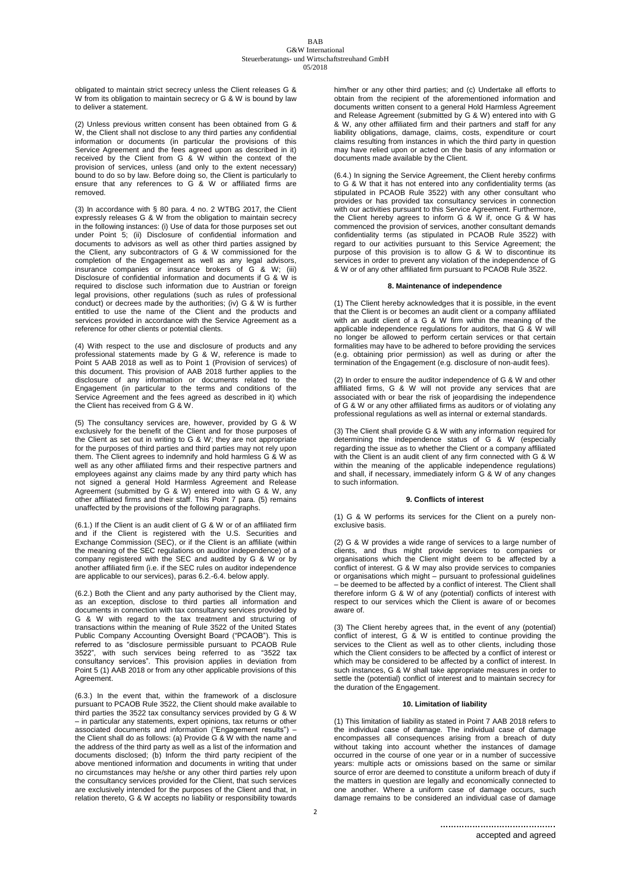obligated to maintain strict secrecy unless the Client releases G & W from its obligation to maintain secrecy or G & W is bound by law to deliver a statement.

(2) Unless previous written consent has been obtained from G & W, the Client shall not disclose to any third parties any confidential information or documents (in particular the provisions of this Service Agreement and the fees agreed upon as described in it) received by the Client from G & W within the context of the provision of services, unless (and only to the extent necessary) bound to do so by law. Before doing so, the Client is particularly to ensure that any references to G & W or affiliated firms are removed.

(3) In accordance with § 80 para. 4 no. 2 WTBG 2017, the Client expressly releases G & W from the obligation to maintain secrecy in the following instances: (i) Use of data for those purposes set out under Point 5; (ii) Disclosure of confidential information and documents to advisors as well as other third parties assigned by the Client, any subcontractors of G & W commissioned for the completion of the Engagement as well as any legal advisors, insurance companies or insurance brokers of G & W; (iii) Disclosure of confidential information and documents if G & W is required to disclose such information due to Austrian or foreign legal provisions, other regulations (such as rules of professional conduct) or decrees made by the authorities; (iv) G & W is further entitled to use the name of the Client and the products and services provided in accordance with the Service Agreement as a reference for other clients or potential clients.

(4) With respect to the use and disclosure of products and any professional statements made by G & W, reference is made to Point 5 AAB 2018 as well as to Point 1 (Provision of services) of this document. This provision of AAB 2018 further applies to the disclosure of any information or documents related to the Engagement (in particular to the terms and conditions of the Service Agreement and the fees agreed as described in it) which the Client has received from G & W.

(5) The consultancy services are, however, provided by G & W exclusively for the benefit of the Client and for those purposes of the Client as set out in writing to G & W; they are not appropriate for the purposes of third parties and third parties may not rely upon them. The Client agrees to indemnify and hold harmless G & W as well as any other affiliated firms and their respective partners and employees against any claims made by any third party which has not signed a general Hold Harmless Agreement and Release Agreement (submitted by G & W) entered into with G & W, any other affiliated firms and their staff. This Point 7 para. (5) remains unaffected by the provisions of the following paragraphs.

(6.1.) If the Client is an audit client of G & W or of an affiliated firm and if the Client is registered with the U.S. Securities and Exchange Commission (SEC), or if the Client is an affiliate (within the meaning of the SEC regulations on auditor independence) of a company registered with the SEC and audited by G & W or by another affiliated firm (i.e. if the SEC rules on auditor independence are applicable to our services), paras 6.2.-6.4. below apply.

(6.2.) Both the Client and any party authorised by the Client may, as an exception, disclose to third parties all information and documents in connection with tax consultancy services provided by G & W with regard to the tax treatment and structuring of transactions within the meaning of Rule 3522 of the United States Public Company Accounting Oversight Board ("PCAOB"). This is referred to as "disclosure permissible pursuant to PCAOB Rule 3522", with such services being referred to as "3522 tax consultancy services". This provision applies in deviation from Point 5 (1) AAB 2018 or from any other applicable provisions of this Agreement.

(6.3.) In the event that, within the framework of a disclosure pursuant to PCAOB Rule 3522, the Client should make available to third parties the 3522 tax consultancy services provided by G & W – in particular any statements, expert opinions, tax returns or other associated documents and information ("Engagement results") – the Client shall do as follows: (a) Provide G & W with the name and the address of the third party as well as a list of the information and documents disclosed; (b) Inform the third party recipient of the above mentioned information and documents in writing that under no circumstances may he/she or any other third parties rely upon the consultancy services provided for the Client, that such services are exclusively intended for the purposes of the Client and that, in relation thereto, G & W accepts no liability or responsibility towards him/her or any other third parties; and (c) Undertake all efforts to obtain from the recipient of the aforementioned information and documents written consent to a general Hold Harmless Agreement and Release Agreement (submitted by G & W) entered into with G & W, any other affiliated firm and their partners and staff for any liability obligations, damage, claims, costs, expenditure or court claims resulting from instances in which the third party in question may have relied upon or acted on the basis of any information or documents made available by the Client.

(6.4.) In signing the Service Agreement, the Client hereby confirms to G & W that it has not entered into any confidentiality terms (as stipulated in PCAOB Rule 3522) with any other consultant who provides or has provided tax consultancy services in connection with our activities pursuant to this Service Agreement. Furthermore, the Client hereby agrees to inform G & W if, once G & W has commenced the provision of services, another consultant demands confidentiality terms (as stipulated in PCAOB Rule 3522) with regard to our activities pursuant to this Service Agreement; the purpose of this provision is to allow G & W to discontinue its services in order to prevent any violation of the independence of G & W or of any other affiliated firm pursuant to PCAOB Rule 3522.

## 8. Maintenance of independence

(1) The Client hereby acknowledges that it is possible, in the event that the Client is or becomes an audit client or a company affiliated with an audit client of a G & W firm within the meaning of the applicable independence regulations for auditors, that G & W will no longer be allowed to perform certain services or that certain formalities may have to be adhered to before providing the services (e.g. obtaining prior permission) as well as during or after the termination of the Engagement (e.g. disclosure of non-audit fees).

(2) In order to ensure the auditor independence of G & W and other affiliated firms, G & W will not provide any services that are associated with or bear the risk of jeopardising the independence of G & W or any other affiliated firms as auditors or of violating any professional regulations as well as internal or external standards.

(3) The Client shall provide G & W with any information required for determining the independence status of G & W (especially regarding the issue as to whether the Client or a company affiliated with the Client is an audit client of any firm connected with G & W within the meaning of the applicable independence regulations) and shall, if necessary, immediately inform G & W of any changes to such information.

## 9. Conflicts of interest

(1) G & W performs its services for the Client on a purely non-exclusive basis.

(2) G & W provides a wide range of services to a large number of clients, and thus might provide services to companies or organisations which the Client might deem to be affected by a conflict of interest. G & W may also provide services to companies or organisations which might – pursuant to professional guidelines – be deemed to be affected by a conflict of interest. The Client shall therefore inform G & W of any (potential) conflicts of interest with respect to our services which the Client is aware of or becomes aware of.

(3) The Client hereby agrees that, in the event of any (potential) conflict of interest, G & W is entitled to continue providing the services to the Client as well as to other clients, including those which the Client considers to be affected by a conflict of interest or which may be considered to be affected by a conflict of interest. In such instances, G & W shall take appropriate measures in order to settle the (potential) conflict of interest and to maintain secrecy for the duration of the Engagement.

## 10. Limitation of liability

(1) This limitation of liability as stated in Point 7 AAB 2018 refers to the individual case of damage. The individual case of damage encompasses all consequences arising from a breach of duty without taking into account whether the instances of damage occurred in the course of one year or in a number of successive years: multiple acts or omissions based on the same or similar source of error are deemed to constitute a uniform breach of duty if the matters in question are legally and economically connected to one another. Where a uniform case of damage occurs, such damage remains to be considered an individual case of damage

……………………………………

accepted and agreed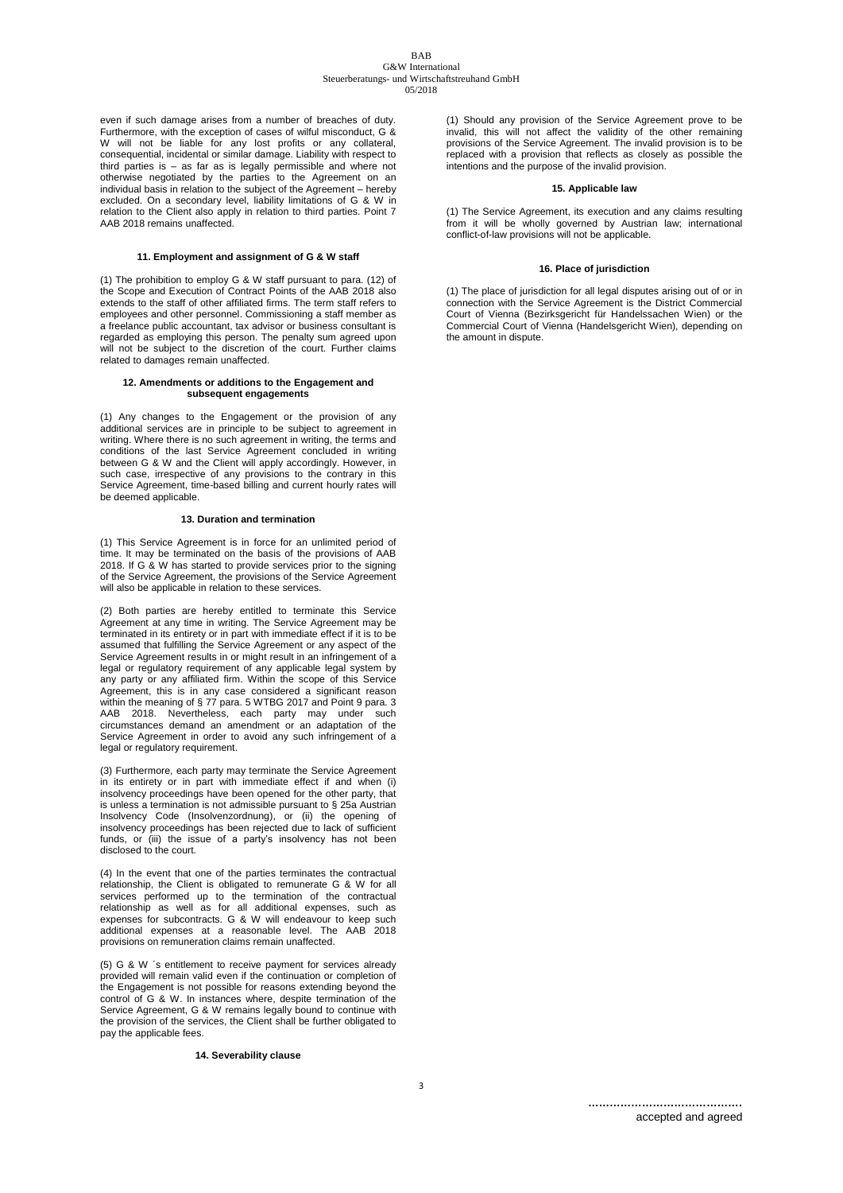even if such damage arises from a number of breaches of duty. Furthermore, with the exception of cases of wilful misconduct, G & W will not be liable for any lost profits or any collateral, consequential, incidental or similar damage. Liability with respect to third parties is – as far as is legally permissible and where not otherwise negotiated by the parties to the Agreement on an individual basis in relation to the subject of the Agreement – hereby excluded. On a secondary level, liability limitations of G & W in relation to the Client also apply in relation to third parties. Point 7 AAB 2018 remains unaffected.

#### 11. Employment and assignment of G & W staff

(1) The prohibition to employ G & W staff pursuant to para. (12) of the Scope and Execution of Contract Points of the AAB 2018 also extends to the staff of other affiliated firms. The term staff refers to employees and other personnel. Commissioning a staff member as a freelance public accountant, tax advisor or business consultant is regarded as employing this person. The penalty sum agreed upon will not be subject to the discretion of the court. Further claims related to damages remain unaffected.

#### 12. Amendments or additions to the Engagement and subsequent engagements

(1) Any changes to the Engagement or the provision of any additional services are in principle to be subject to agreement in writing. Where there is no such agreement in writing, the terms and conditions of the last Service Agreement concluded in writing between G & W and the Client will apply accordingly. However, in such case, irrespective of any provisions to the contrary in this Service Agreement, time-based billing and current hourly rates will be deemed applicable.

#### 13. Duration and termination

(1) This Service Agreement is in force for an unlimited period of time. It may be terminated on the basis of the provisions of AAB 2018. If G & W has started to provide services prior to the signing of the Service Agreement, the provisions of the Service Agreement will also be applicable in relation to these services.

(2) Both parties are hereby entitled to terminate this Service Agreement at any time in writing. The Service Agreement may be terminated in its entirety or in part with immediate effect if it is to be assumed that fulfilling the Service Agreement or any aspect of the Service Agreement results in or might result in an infringement of a legal or regulatory requirement of any applicable legal system by any party or any affiliated firm. Within the scope of this Service Agreement, this is in any case considered a significant reason within the meaning of § 77 para. 5 WTBG 2017 and Point 9 para. 3 AAB 2018. Nevertheless, each party may under such circumstances demand an amendment or an adaptation of the Service Agreement in order to avoid any such infringement of a legal or regulatory requirement.

(3) Furthermore, each party may terminate the Service Agreement in its entirety or in part with immediate effect if and when (i) insolvency proceedings have been opened for the other party, that is unless a termination is not admissible pursuant to § 25a Austrian Insolvency Code (Insolvenzordnung), or (ii) the opening of insolvency proceedings has been rejected due to lack of sufficient funds, or (iii) the issue of a party's insolvency has not been disclosed to the court.

(4) In the event that one of the parties terminates the contractual relationship, the Client is obligated to remunerate G & W for all services performed up to the termination of the contractual relationship as well as for all additional expenses, such as expenses for subcontracts. G & W will endeavour to keep such additional expenses at a reasonable level. The AAB 2018 provisions on remuneration claims remain unaffected.

(5) G & W ´s entitlement to receive payment for services already provided will remain valid even if the continuation or completion of the Engagement is not possible for reasons extending beyond the control of G & W. In instances where, despite termination of the Service Agreement, G & W remains legally bound to continue with the provision of the services, the Client shall be further obligated to pay the applicable fees.

#### 14. Severability clause

(1) Should any provision of the Service Agreement prove to be invalid, this will not affect the validity of the other remaining provisions of the Service Agreement. The invalid provision is to be replaced with a provision that reflects as closely as possible the intentions and the purpose of the invalid provision.

#### 15. Applicable law

(1) The Service Agreement, its execution and any claims resulting from it will be wholly governed by Austrian law; international conflict-of-law provisions will not be applicable.

#### 16. Place of jurisdiction

(1) The place of jurisdiction for all legal disputes arising out of or in connection with the Service Agreement is the District Commercial Court of Vienna (Bezirksgericht für Handelssachen Wien) or the Commercial Court of Vienna (Handelsgericht Wien), depending on the amount in dispute.

……………………………………

accepted and agreed